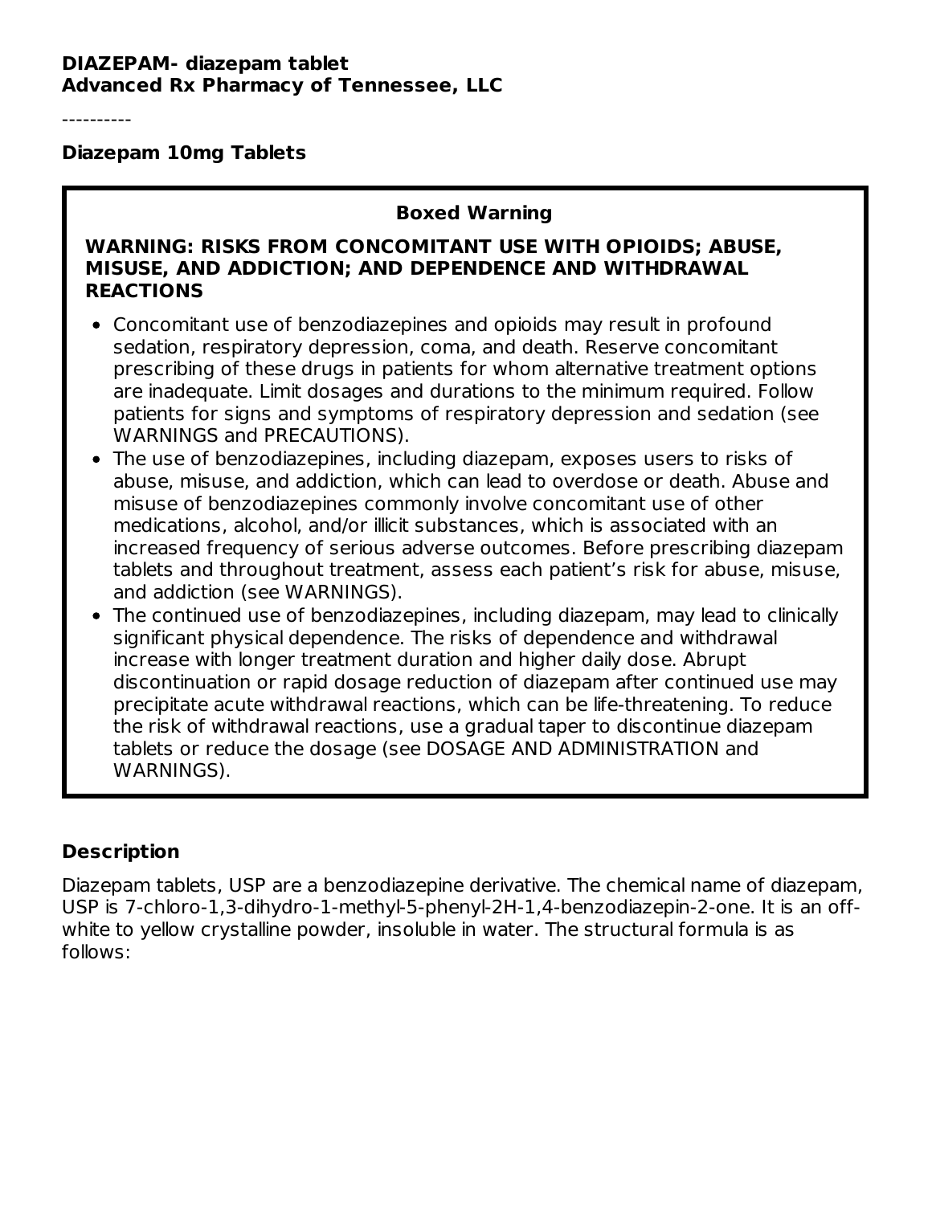**DIAZEPAM- diazepam tablet**
**Advanced Rx Pharmacy of Tennessee, LLC**

----------

## Diazepam 10mg Tablets

### Boxed Warning

**WARNING: RISKS FROM CONCOMITANT USE WITH OPIOIDS; ABUSE, MISUSE, AND ADDICTION; AND DEPENDENCE AND WITHDRAWAL REACTIONS**

- Concomitant use of benzodiazepines and opioids may result in profound sedation, respiratory depression, coma, and death. Reserve concomitant prescribing of these drugs in patients for whom alternative treatment options are inadequate. Limit dosages and durations to the minimum required. Follow patients for signs and symptoms of respiratory depression and sedation (see WARNINGS and PRECAUTIONS).
- The use of benzodiazepines, including diazepam, exposes users to risks of abuse, misuse, and addiction, which can lead to overdose or death. Abuse and misuse of benzodiazepines commonly involve concomitant use of other medications, alcohol, and/or illicit substances, which is associated with an increased frequency of serious adverse outcomes. Before prescribing diazepam tablets and throughout treatment, assess each patient's risk for abuse, misuse, and addiction (see WARNINGS).
- The continued use of benzodiazepines, including diazepam, may lead to clinically significant physical dependence. The risks of dependence and withdrawal increase with longer treatment duration and higher daily dose. Abrupt discontinuation or rapid dosage reduction of diazepam after continued use may precipitate acute withdrawal reactions, which can be life-threatening. To reduce the risk of withdrawal reactions, use a gradual taper to discontinue diazepam tablets or reduce the dosage (see DOSAGE AND ADMINISTRATION and WARNINGS).

## Description

Diazepam tablets, USP are a benzodiazepine derivative. The chemical name of diazepam, USP is 7-chloro-1,3-dihydro-1-methyl-5-phenyl-2H-1,4-benzodiazepin-2-one. It is an off-white to yellow crystalline powder, insoluble in water. The structural formula is as follows: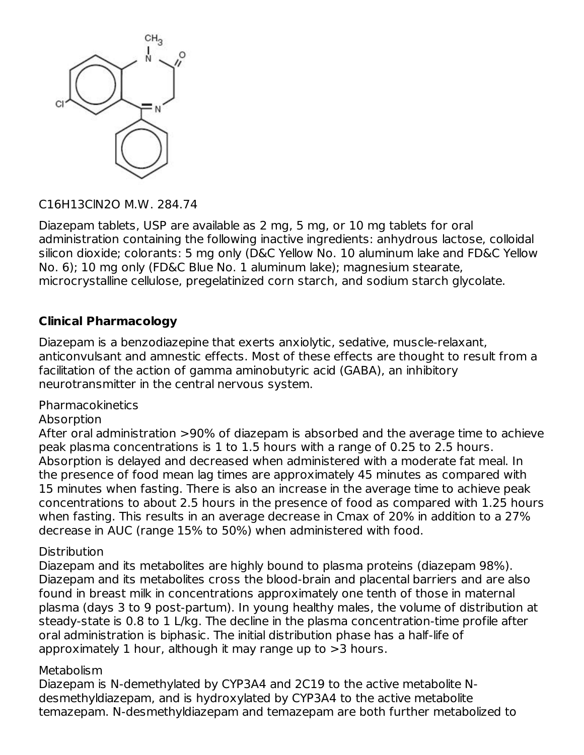C16H13ClN2O M.W. 284.74

Diazepam tablets, USP are available as 2 mg, 5 mg, or 10 mg tablets for oral administration containing the following inactive ingredients: anhydrous lactose, colloidal silicon dioxide; colorants: 5 mg only (D&C Yellow No. 10 aluminum lake and FD&C Yellow No. 6); 10 mg only (FD&C Blue No. 1 aluminum lake); magnesium stearate, microcrystalline cellulose, pregelatinized corn starch, and sodium starch glycolate.

## Clinical Pharmacology

Diazepam is a benzodiazepine that exerts anxiolytic, sedative, muscle-relaxant, anticonvulsant and amnestic effects. Most of these effects are thought to result from a facilitation of the action of gamma aminobutyric acid (GABA), an inhibitory neurotransmitter in the central nervous system.

Pharmacokinetics

Absorption

After oral administration >90% of diazepam is absorbed and the average time to achieve peak plasma concentrations is 1 to 1.5 hours with a range of 0.25 to 2.5 hours. Absorption is delayed and decreased when administered with a moderate fat meal. In the presence of food mean lag times are approximately 45 minutes as compared with 15 minutes when fasting. There is also an increase in the average time to achieve peak concentrations to about 2.5 hours in the presence of food as compared with 1.25 hours when fasting. This results in an average decrease in Cmax of 20% in addition to a 27% decrease in AUC (range 15% to 50%) when administered with food.

Distribution

Diazepam and its metabolites are highly bound to plasma proteins (diazepam 98%). Diazepam and its metabolites cross the blood-brain and placental barriers and are also found in breast milk in concentrations approximately one tenth of those in maternal plasma (days 3 to 9 post-partum). In young healthy males, the volume of distribution at steady-state is 0.8 to 1 L/kg. The decline in the plasma concentration-time profile after oral administration is biphasic. The initial distribution phase has a half-life of approximately 1 hour, although it may range up to >3 hours.

Metabolism

Diazepam is N-demethylated by CYP3A4 and 2C19 to the active metabolite N-desmethyldiazepam, and is hydroxylated by CYP3A4 to the active metabolite temazepam. N-desmethyldiazepam and temazepam are both further metabolized to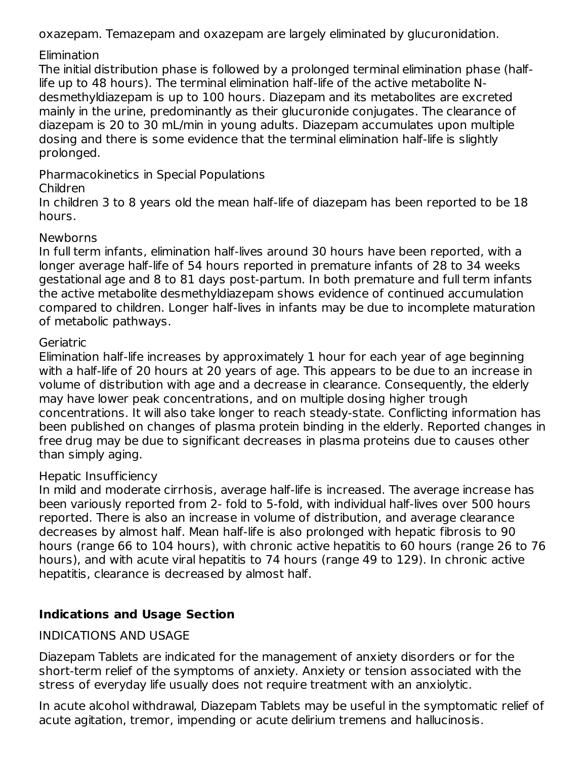oxazepam. Temazepam and oxazepam are largely eliminated by glucuronidation.

Elimination

The initial distribution phase is followed by a prolonged terminal elimination phase (half-life up to 48 hours). The terminal elimination half-life of the active metabolite N-desmethyldiazepam is up to 100 hours. Diazepam and its metabolites are excreted mainly in the urine, predominantly as their glucuronide conjugates. The clearance of diazepam is 20 to 30 mL/min in young adults. Diazepam accumulates upon multiple dosing and there is some evidence that the terminal elimination half-life is slightly prolonged.

Pharmacokinetics in Special Populations

Children

In children 3 to 8 years old the mean half-life of diazepam has been reported to be 18 hours.

Newborns

In full term infants, elimination half-lives around 30 hours have been reported, with a longer average half-life of 54 hours reported in premature infants of 28 to 34 weeks gestational age and 8 to 81 days post-partum. In both premature and full term infants the active metabolite desmethyldiazepam shows evidence of continued accumulation compared to children. Longer half-lives in infants may be due to incomplete maturation of metabolic pathways.

Geriatric

Elimination half-life increases by approximately 1 hour for each year of age beginning with a half-life of 20 hours at 20 years of age. This appears to be due to an increase in volume of distribution with age and a decrease in clearance. Consequently, the elderly may have lower peak concentrations, and on multiple dosing higher trough concentrations. It will also take longer to reach steady-state. Conflicting information has been published on changes of plasma protein binding in the elderly. Reported changes in free drug may be due to significant decreases in plasma proteins due to causes other than simply aging.

Hepatic Insufficiency

In mild and moderate cirrhosis, average half-life is increased. The average increase has been variously reported from 2- fold to 5-fold, with individual half-lives over 500 hours reported. There is also an increase in volume of distribution, and average clearance decreases by almost half. Mean half-life is also prolonged with hepatic fibrosis to 90 hours (range 66 to 104 hours), with chronic active hepatitis to 60 hours (range 26 to 76 hours), and with acute viral hepatitis to 74 hours (range 49 to 129). In chronic active hepatitis, clearance is decreased by almost half.

## Indications and Usage Section

INDICATIONS AND USAGE

Diazepam Tablets are indicated for the management of anxiety disorders or for the short-term relief of the symptoms of anxiety. Anxiety or tension associated with the stress of everyday life usually does not require treatment with an anxiolytic.

In acute alcohol withdrawal, Diazepam Tablets may be useful in the symptomatic relief of acute agitation, tremor, impending or acute delirium tremens and hallucinosis.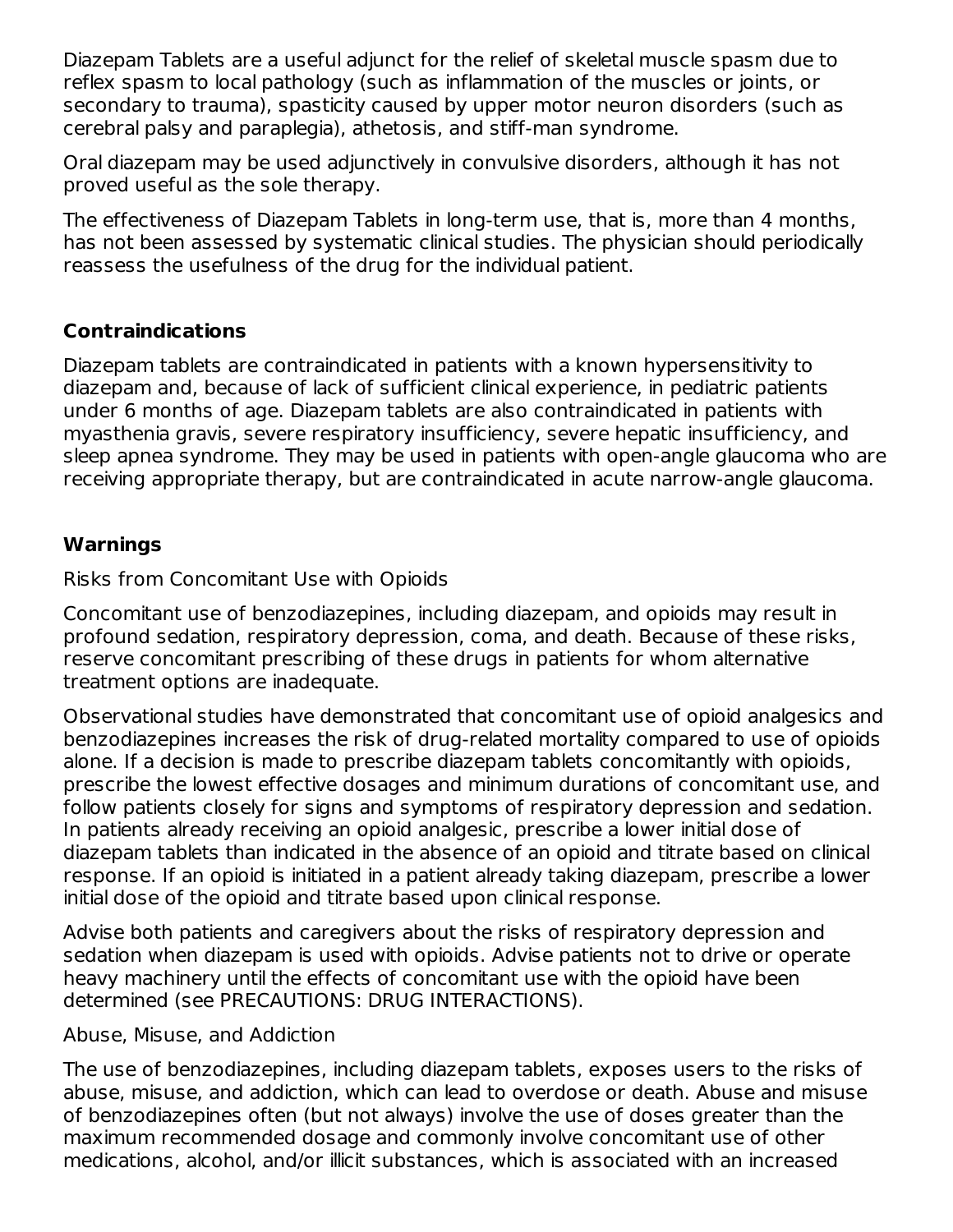Diazepam Tablets are a useful adjunct for the relief of skeletal muscle spasm due to reflex spasm to local pathology (such as inflammation of the muscles or joints, or secondary to trauma), spasticity caused by upper motor neuron disorders (such as cerebral palsy and paraplegia), athetosis, and stiff-man syndrome.

Oral diazepam may be used adjunctively in convulsive disorders, although it has not proved useful as the sole therapy.

The effectiveness of Diazepam Tablets in long-term use, that is, more than 4 months, has not been assessed by systematic clinical studies. The physician should periodically reassess the usefulness of the drug for the individual patient.

## Contraindications

Diazepam tablets are contraindicated in patients with a known hypersensitivity to diazepam and, because of lack of sufficient clinical experience, in pediatric patients under 6 months of age. Diazepam tablets are also contraindicated in patients with myasthenia gravis, severe respiratory insufficiency, severe hepatic insufficiency, and sleep apnea syndrome. They may be used in patients with open-angle glaucoma who are receiving appropriate therapy, but are contraindicated in acute narrow-angle glaucoma.

## Warnings

Risks from Concomitant Use with Opioids

Concomitant use of benzodiazepines, including diazepam, and opioids may result in profound sedation, respiratory depression, coma, and death. Because of these risks, reserve concomitant prescribing of these drugs in patients for whom alternative treatment options are inadequate.

Observational studies have demonstrated that concomitant use of opioid analgesics and benzodiazepines increases the risk of drug-related mortality compared to use of opioids alone. If a decision is made to prescribe diazepam tablets concomitantly with opioids, prescribe the lowest effective dosages and minimum durations of concomitant use, and follow patients closely for signs and symptoms of respiratory depression and sedation. In patients already receiving an opioid analgesic, prescribe a lower initial dose of diazepam tablets than indicated in the absence of an opioid and titrate based on clinical response. If an opioid is initiated in a patient already taking diazepam, prescribe a lower initial dose of the opioid and titrate based upon clinical response.

Advise both patients and caregivers about the risks of respiratory depression and sedation when diazepam is used with opioids. Advise patients not to drive or operate heavy machinery until the effects of concomitant use with the opioid have been determined (see PRECAUTIONS: DRUG INTERACTIONS).

Abuse, Misuse, and Addiction

The use of benzodiazepines, including diazepam tablets, exposes users to the risks of abuse, misuse, and addiction, which can lead to overdose or death. Abuse and misuse of benzodiazepines often (but not always) involve the use of doses greater than the maximum recommended dosage and commonly involve concomitant use of other medications, alcohol, and/or illicit substances, which is associated with an increased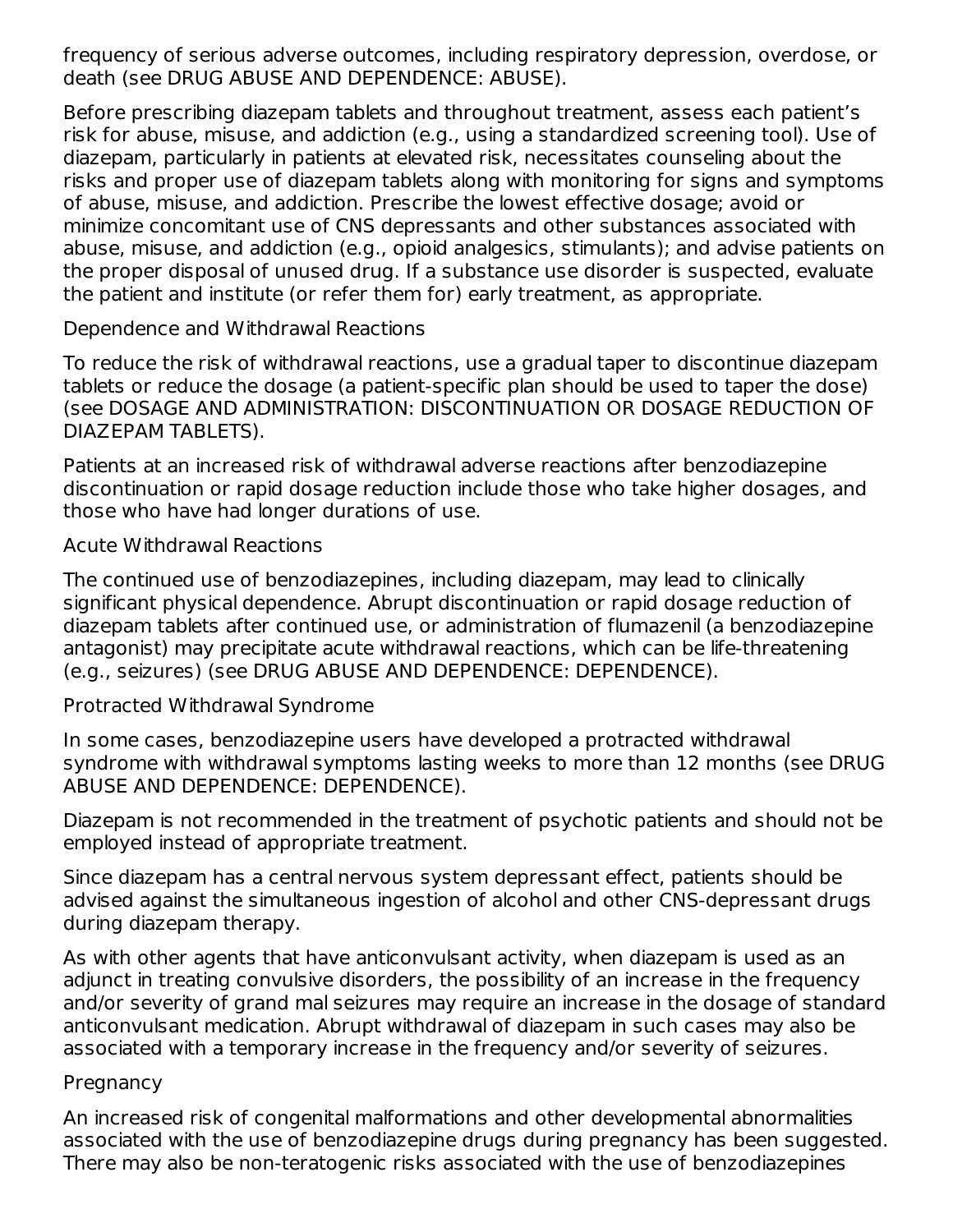frequency of serious adverse outcomes, including respiratory depression, overdose, or death (see DRUG ABUSE AND DEPENDENCE: ABUSE).

Before prescribing diazepam tablets and throughout treatment, assess each patient's risk for abuse, misuse, and addiction (e.g., using a standardized screening tool). Use of diazepam, particularly in patients at elevated risk, necessitates counseling about the risks and proper use of diazepam tablets along with monitoring for signs and symptoms of abuse, misuse, and addiction. Prescribe the lowest effective dosage; avoid or minimize concomitant use of CNS depressants and other substances associated with abuse, misuse, and addiction (e.g., opioid analgesics, stimulants); and advise patients on the proper disposal of unused drug. If a substance use disorder is suspected, evaluate the patient and institute (or refer them for) early treatment, as appropriate.

Dependence and Withdrawal Reactions

To reduce the risk of withdrawal reactions, use a gradual taper to discontinue diazepam tablets or reduce the dosage (a patient-specific plan should be used to taper the dose) (see DOSAGE AND ADMINISTRATION: DISCONTINUATION OR DOSAGE REDUCTION OF DIAZEPAM TABLETS).

Patients at an increased risk of withdrawal adverse reactions after benzodiazepine discontinuation or rapid dosage reduction include those who take higher dosages, and those who have had longer durations of use.

Acute Withdrawal Reactions

The continued use of benzodiazepines, including diazepam, may lead to clinically significant physical dependence. Abrupt discontinuation or rapid dosage reduction of diazepam tablets after continued use, or administration of flumazenil (a benzodiazepine antagonist) may precipitate acute withdrawal reactions, which can be life-threatening (e.g., seizures) (see DRUG ABUSE AND DEPENDENCE: DEPENDENCE).

Protracted Withdrawal Syndrome

In some cases, benzodiazepine users have developed a protracted withdrawal syndrome with withdrawal symptoms lasting weeks to more than 12 months (see DRUG ABUSE AND DEPENDENCE: DEPENDENCE).

Diazepam is not recommended in the treatment of psychotic patients and should not be employed instead of appropriate treatment.

Since diazepam has a central nervous system depressant effect, patients should be advised against the simultaneous ingestion of alcohol and other CNS-depressant drugs during diazepam therapy.

As with other agents that have anticonvulsant activity, when diazepam is used as an adjunct in treating convulsive disorders, the possibility of an increase in the frequency and/or severity of grand mal seizures may require an increase in the dosage of standard anticonvulsant medication. Abrupt withdrawal of diazepam in such cases may also be associated with a temporary increase in the frequency and/or severity of seizures.

Pregnancy

An increased risk of congenital malformations and other developmental abnormalities associated with the use of benzodiazepine drugs during pregnancy has been suggested. There may also be non-teratogenic risks associated with the use of benzodiazepines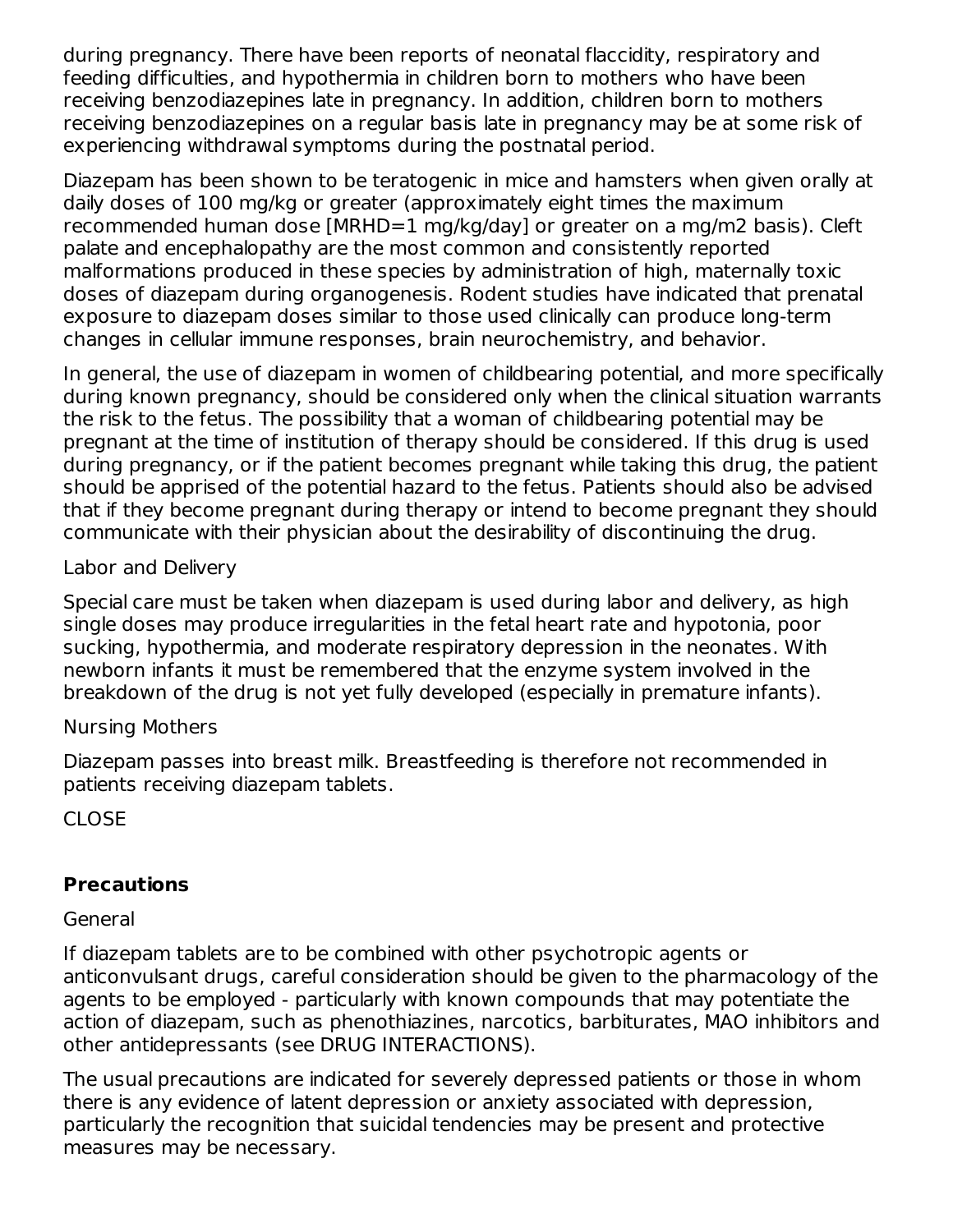during pregnancy. There have been reports of neonatal flaccidity, respiratory and feeding difficulties, and hypothermia in children born to mothers who have been receiving benzodiazepines late in pregnancy. In addition, children born to mothers receiving benzodiazepines on a regular basis late in pregnancy may be at some risk of experiencing withdrawal symptoms during the postnatal period.

Diazepam has been shown to be teratogenic in mice and hamsters when given orally at daily doses of 100 mg/kg or greater (approximately eight times the maximum recommended human dose [MRHD=1 mg/kg/day] or greater on a mg/m2 basis). Cleft palate and encephalopathy are the most common and consistently reported malformations produced in these species by administration of high, maternally toxic doses of diazepam during organogenesis. Rodent studies have indicated that prenatal exposure to diazepam doses similar to those used clinically can produce long-term changes in cellular immune responses, brain neurochemistry, and behavior.

In general, the use of diazepam in women of childbearing potential, and more specifically during known pregnancy, should be considered only when the clinical situation warrants the risk to the fetus. The possibility that a woman of childbearing potential may be pregnant at the time of institution of therapy should be considered. If this drug is used during pregnancy, or if the patient becomes pregnant while taking this drug, the patient should be apprised of the potential hazard to the fetus. Patients should also be advised that if they become pregnant during therapy or intend to become pregnant they should communicate with their physician about the desirability of discontinuing the drug.

Labor and Delivery

Special care must be taken when diazepam is used during labor and delivery, as high single doses may produce irregularities in the fetal heart rate and hypotonia, poor sucking, hypothermia, and moderate respiratory depression in the neonates. With newborn infants it must be remembered that the enzyme system involved in the breakdown of the drug is not yet fully developed (especially in premature infants).

Nursing Mothers

Diazepam passes into breast milk. Breastfeeding is therefore not recommended in patients receiving diazepam tablets.

CLOSE

## Precautions

General

If diazepam tablets are to be combined with other psychotropic agents or anticonvulsant drugs, careful consideration should be given to the pharmacology of the agents to be employed - particularly with known compounds that may potentiate the action of diazepam, such as phenothiazines, narcotics, barbiturates, MAO inhibitors and other antidepressants (see DRUG INTERACTIONS).

The usual precautions are indicated for severely depressed patients or those in whom there is any evidence of latent depression or anxiety associated with depression, particularly the recognition that suicidal tendencies may be present and protective measures may be necessary.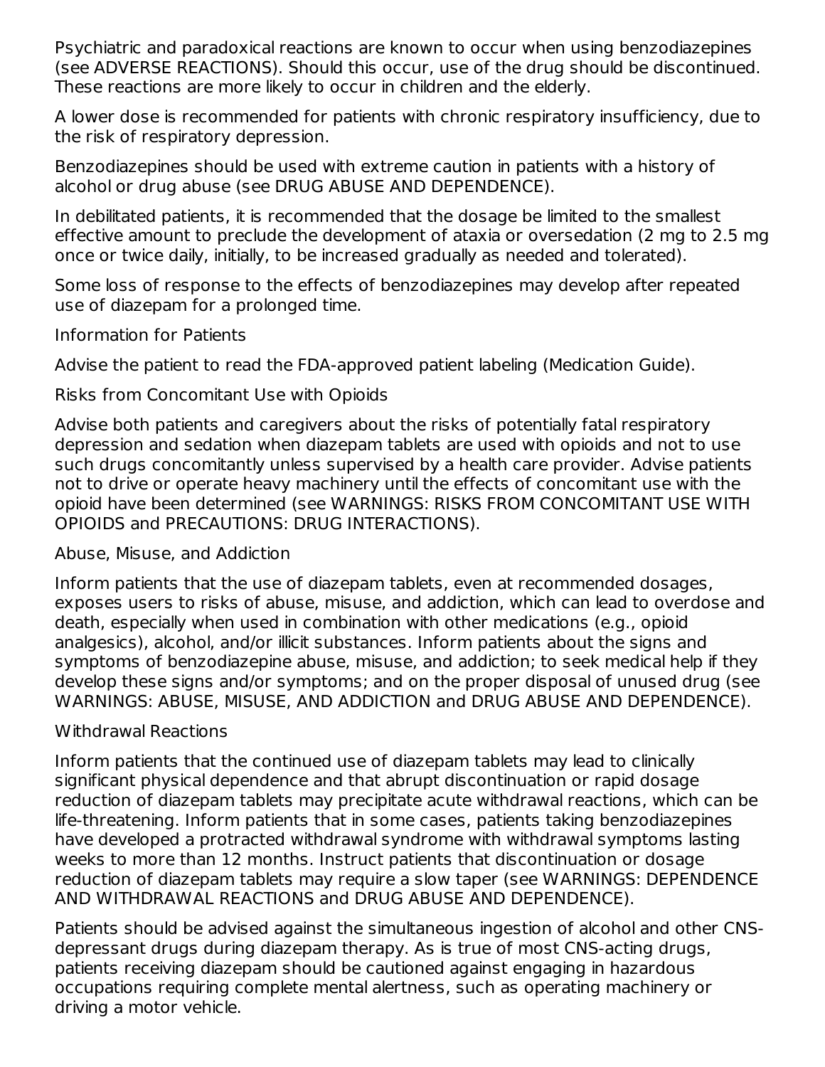Psychiatric and paradoxical reactions are known to occur when using benzodiazepines (see ADVERSE REACTIONS). Should this occur, use of the drug should be discontinued. These reactions are more likely to occur in children and the elderly.

A lower dose is recommended for patients with chronic respiratory insufficiency, due to the risk of respiratory depression.

Benzodiazepines should be used with extreme caution in patients with a history of alcohol or drug abuse (see DRUG ABUSE AND DEPENDENCE).

In debilitated patients, it is recommended that the dosage be limited to the smallest effective amount to preclude the development of ataxia or oversedation (2 mg to 2.5 mg once or twice daily, initially, to be increased gradually as needed and tolerated).

Some loss of response to the effects of benzodiazepines may develop after repeated use of diazepam for a prolonged time.

### Information for Patients

Advise the patient to read the FDA-approved patient labeling (Medication Guide).

#### Risks from Concomitant Use with Opioids

Advise both patients and caregivers about the risks of potentially fatal respiratory depression and sedation when diazepam tablets are used with opioids and not to use such drugs concomitantly unless supervised by a health care provider. Advise patients not to drive or operate heavy machinery until the effects of concomitant use with the opioid have been determined (see WARNINGS: RISKS FROM CONCOMITANT USE WITH OPIOIDS and PRECAUTIONS: DRUG INTERACTIONS).

#### Abuse, Misuse, and Addiction

Inform patients that the use of diazepam tablets, even at recommended dosages, exposes users to risks of abuse, misuse, and addiction, which can lead to overdose and death, especially when used in combination with other medications (e.g., opioid analgesics), alcohol, and/or illicit substances. Inform patients about the signs and symptoms of benzodiazepine abuse, misuse, and addiction; to seek medical help if they develop these signs and/or symptoms; and on the proper disposal of unused drug (see WARNINGS: ABUSE, MISUSE, AND ADDICTION and DRUG ABUSE AND DEPENDENCE).

#### Withdrawal Reactions

Inform patients that the continued use of diazepam tablets may lead to clinically significant physical dependence and that abrupt discontinuation or rapid dosage reduction of diazepam tablets may precipitate acute withdrawal reactions, which can be life-threatening. Inform patients that in some cases, patients taking benzodiazepines have developed a protracted withdrawal syndrome with withdrawal symptoms lasting weeks to more than 12 months. Instruct patients that discontinuation or dosage reduction of diazepam tablets may require a slow taper (see WARNINGS: DEPENDENCE AND WITHDRAWAL REACTIONS and DRUG ABUSE AND DEPENDENCE).

Patients should be advised against the simultaneous ingestion of alcohol and other CNS-depressant drugs during diazepam therapy. As is true of most CNS-acting drugs, patients receiving diazepam should be cautioned against engaging in hazardous occupations requiring complete mental alertness, such as operating machinery or driving a motor vehicle.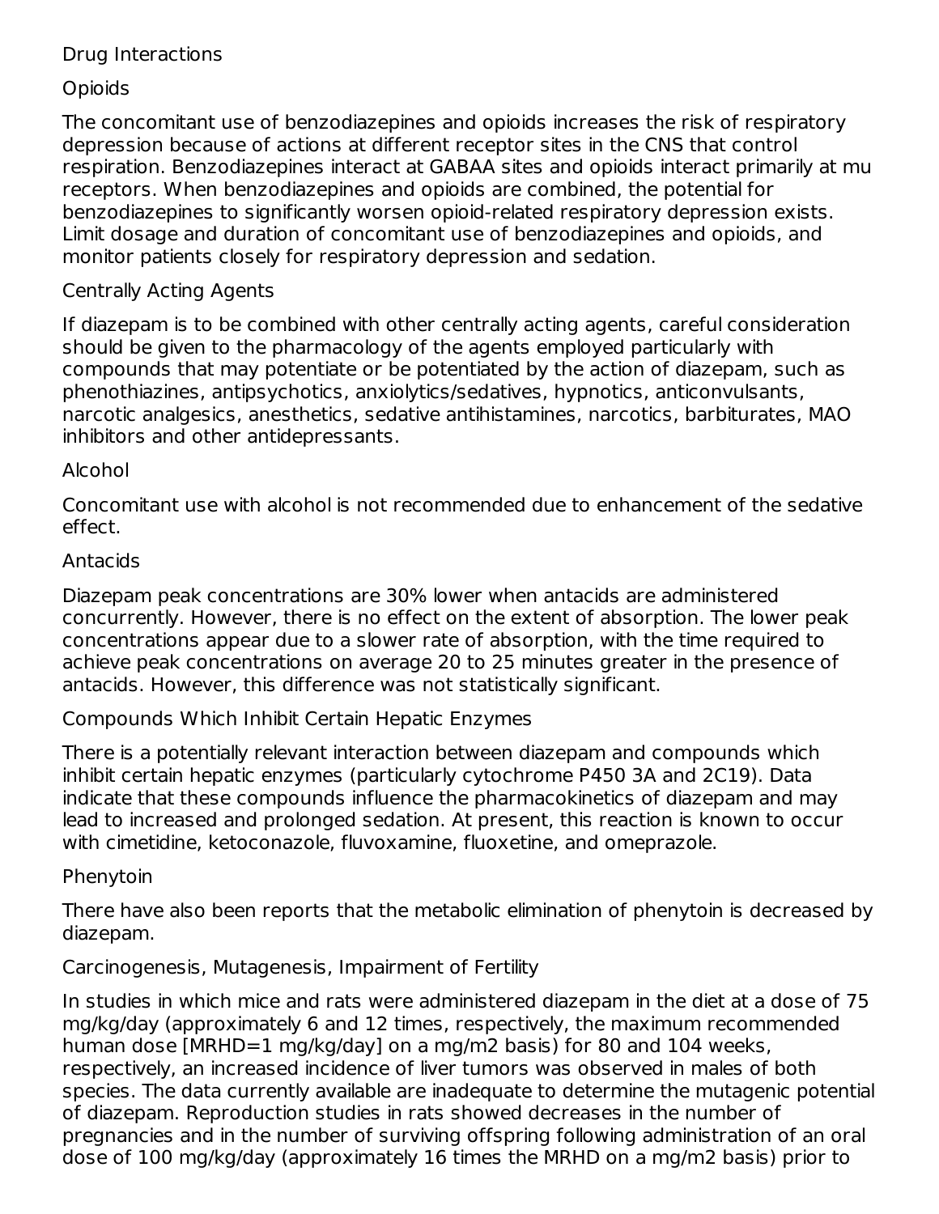## Drug Interactions

### Opioids

The concomitant use of benzodiazepines and opioids increases the risk of respiratory depression because of actions at different receptor sites in the CNS that control respiration. Benzodiazepines interact at GABAA sites and opioids interact primarily at mu receptors. When benzodiazepines and opioids are combined, the potential for benzodiazepines to significantly worsen opioid-related respiratory depression exists. Limit dosage and duration of concomitant use of benzodiazepines and opioids, and monitor patients closely for respiratory depression and sedation.

### Centrally Acting Agents

If diazepam is to be combined with other centrally acting agents, careful consideration should be given to the pharmacology of the agents employed particularly with compounds that may potentiate or be potentiated by the action of diazepam, such as phenothiazines, antipsychotics, anxiolytics/sedatives, hypnotics, anticonvulsants, narcotic analgesics, anesthetics, sedative antihistamines, narcotics, barbiturates, MAO inhibitors and other antidepressants.

### Alcohol

Concomitant use with alcohol is not recommended due to enhancement of the sedative effect.

### Antacids

Diazepam peak concentrations are 30% lower when antacids are administered concurrently. However, there is no effect on the extent of absorption. The lower peak concentrations appear due to a slower rate of absorption, with the time required to achieve peak concentrations on average 20 to 25 minutes greater in the presence of antacids. However, this difference was not statistically significant.

### Compounds Which Inhibit Certain Hepatic Enzymes

There is a potentially relevant interaction between diazepam and compounds which inhibit certain hepatic enzymes (particularly cytochrome P450 3A and 2C19). Data indicate that these compounds influence the pharmacokinetics of diazepam and may lead to increased and prolonged sedation. At present, this reaction is known to occur with cimetidine, ketoconazole, fluvoxamine, fluoxetine, and omeprazole.

### Phenytoin

There have also been reports that the metabolic elimination of phenytoin is decreased by diazepam.

## Carcinogenesis, Mutagenesis, Impairment of Fertility

In studies in which mice and rats were administered diazepam in the diet at a dose of 75 mg/kg/day (approximately 6 and 12 times, respectively, the maximum recommended human dose [MRHD=1 mg/kg/day] on a mg/m2 basis) for 80 and 104 weeks, respectively, an increased incidence of liver tumors was observed in males of both species. The data currently available are inadequate to determine the mutagenic potential of diazepam. Reproduction studies in rats showed decreases in the number of pregnancies and in the number of surviving offspring following administration of an oral dose of 100 mg/kg/day (approximately 16 times the MRHD on a mg/m2 basis) prior to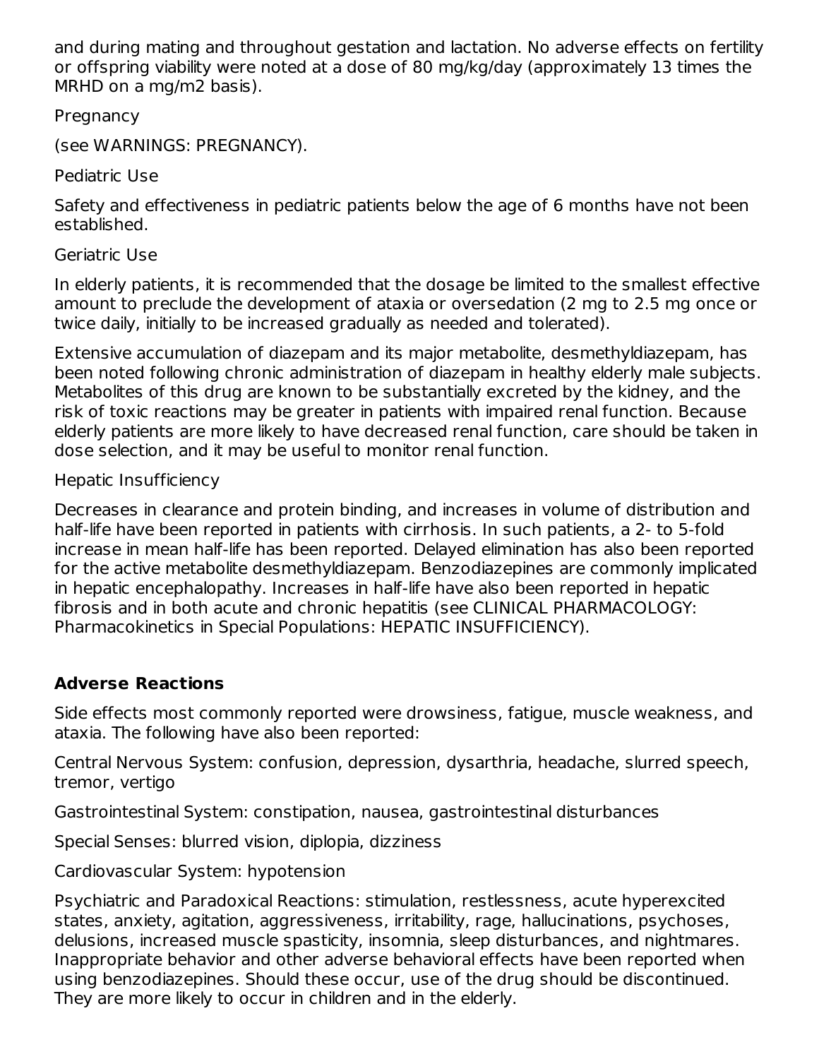and during mating and throughout gestation and lactation. No adverse effects on fertility or offspring viability were noted at a dose of 80 mg/kg/day (approximately 13 times the MRHD on a mg/m2 basis).

Pregnancy

(see WARNINGS: PREGNANCY).

Pediatric Use

Safety and effectiveness in pediatric patients below the age of 6 months have not been established.

Geriatric Use

In elderly patients, it is recommended that the dosage be limited to the smallest effective amount to preclude the development of ataxia or oversedation (2 mg to 2.5 mg once or twice daily, initially to be increased gradually as needed and tolerated).

Extensive accumulation of diazepam and its major metabolite, desmethyldiazepam, has been noted following chronic administration of diazepam in healthy elderly male subjects. Metabolites of this drug are known to be substantially excreted by the kidney, and the risk of toxic reactions may be greater in patients with impaired renal function. Because elderly patients are more likely to have decreased renal function, care should be taken in dose selection, and it may be useful to monitor renal function.

Hepatic Insufficiency

Decreases in clearance and protein binding, and increases in volume of distribution and half-life have been reported in patients with cirrhosis. In such patients, a 2- to 5-fold increase in mean half-life has been reported. Delayed elimination has also been reported for the active metabolite desmethyldiazepam. Benzodiazepines are commonly implicated in hepatic encephalopathy. Increases in half-life have also been reported in hepatic fibrosis and in both acute and chronic hepatitis (see CLINICAL PHARMACOLOGY: Pharmacokinetics in Special Populations: HEPATIC INSUFFICIENCY).

## Adverse Reactions

Side effects most commonly reported were drowsiness, fatigue, muscle weakness, and ataxia. The following have also been reported:

Central Nervous System: confusion, depression, dysarthria, headache, slurred speech, tremor, vertigo

Gastrointestinal System: constipation, nausea, gastrointestinal disturbances

Special Senses: blurred vision, diplopia, dizziness

Cardiovascular System: hypotension

Psychiatric and Paradoxical Reactions: stimulation, restlessness, acute hyperexcited states, anxiety, agitation, aggressiveness, irritability, rage, hallucinations, psychoses, delusions, increased muscle spasticity, insomnia, sleep disturbances, and nightmares. Inappropriate behavior and other adverse behavioral effects have been reported when using benzodiazepines. Should these occur, use of the drug should be discontinued. They are more likely to occur in children and in the elderly.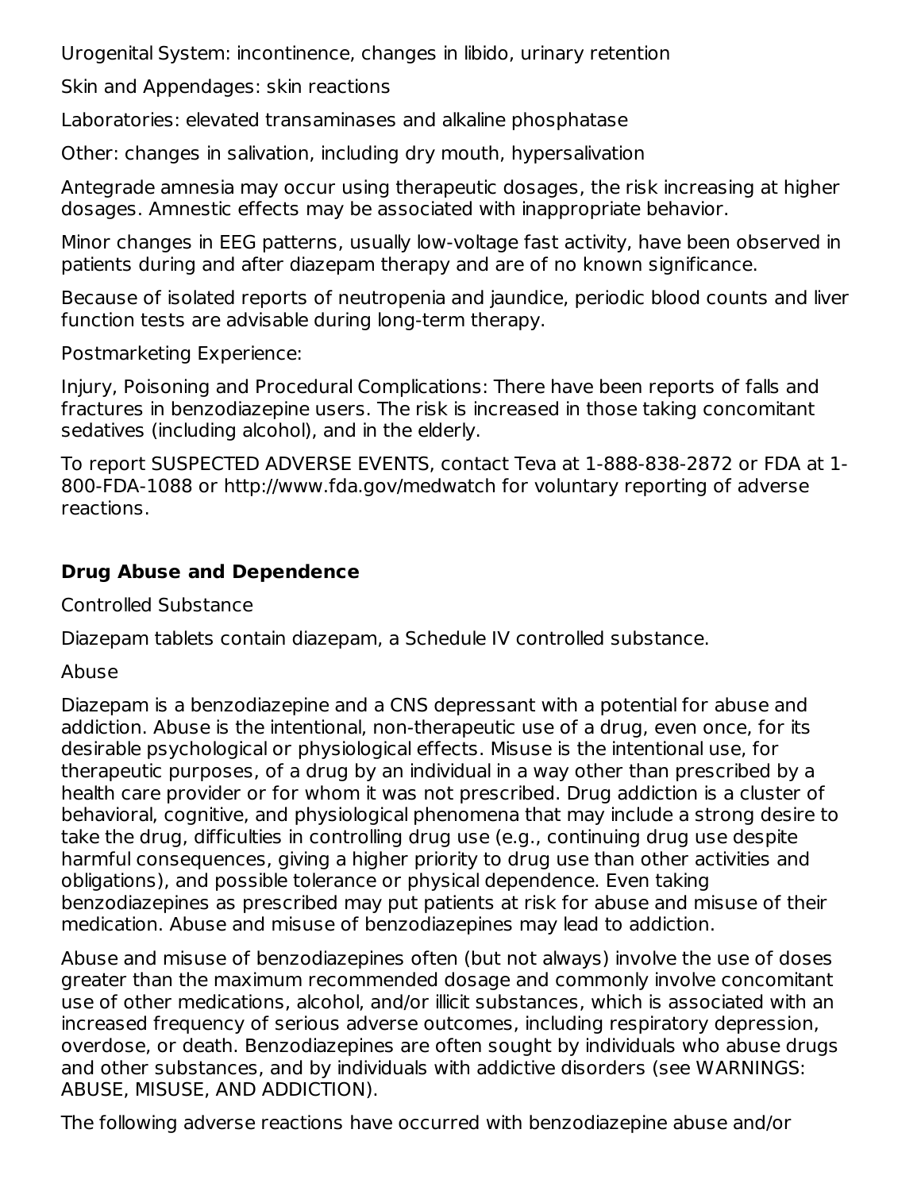Urogenital System: incontinence, changes in libido, urinary retention

Skin and Appendages: skin reactions

Laboratories: elevated transaminases and alkaline phosphatase

Other: changes in salivation, including dry mouth, hypersalivation

Antegrade amnesia may occur using therapeutic dosages, the risk increasing at higher dosages. Amnestic effects may be associated with inappropriate behavior.

Minor changes in EEG patterns, usually low-voltage fast activity, have been observed in patients during and after diazepam therapy and are of no known significance.

Because of isolated reports of neutropenia and jaundice, periodic blood counts and liver function tests are advisable during long-term therapy.

Postmarketing Experience:

Injury, Poisoning and Procedural Complications: There have been reports of falls and fractures in benzodiazepine users. The risk is increased in those taking concomitant sedatives (including alcohol), and in the elderly.

To report SUSPECTED ADVERSE EVENTS, contact Teva at 1-888-838-2872 or FDA at 1-800-FDA-1088 or http://www.fda.gov/medwatch for voluntary reporting of adverse reactions.

## Drug Abuse and Dependence

Controlled Substance

Diazepam tablets contain diazepam, a Schedule IV controlled substance.

Abuse

Diazepam is a benzodiazepine and a CNS depressant with a potential for abuse and addiction. Abuse is the intentional, non-therapeutic use of a drug, even once, for its desirable psychological or physiological effects. Misuse is the intentional use, for therapeutic purposes, of a drug by an individual in a way other than prescribed by a health care provider or for whom it was not prescribed. Drug addiction is a cluster of behavioral, cognitive, and physiological phenomena that may include a strong desire to take the drug, difficulties in controlling drug use (e.g., continuing drug use despite harmful consequences, giving a higher priority to drug use than other activities and obligations), and possible tolerance or physical dependence. Even taking benzodiazepines as prescribed may put patients at risk for abuse and misuse of their medication. Abuse and misuse of benzodiazepines may lead to addiction.

Abuse and misuse of benzodiazepines often (but not always) involve the use of doses greater than the maximum recommended dosage and commonly involve concomitant use of other medications, alcohol, and/or illicit substances, which is associated with an increased frequency of serious adverse outcomes, including respiratory depression, overdose, or death. Benzodiazepines are often sought by individuals who abuse drugs and other substances, and by individuals with addictive disorders (see WARNINGS: ABUSE, MISUSE, AND ADDICTION).

The following adverse reactions have occurred with benzodiazepine abuse and/or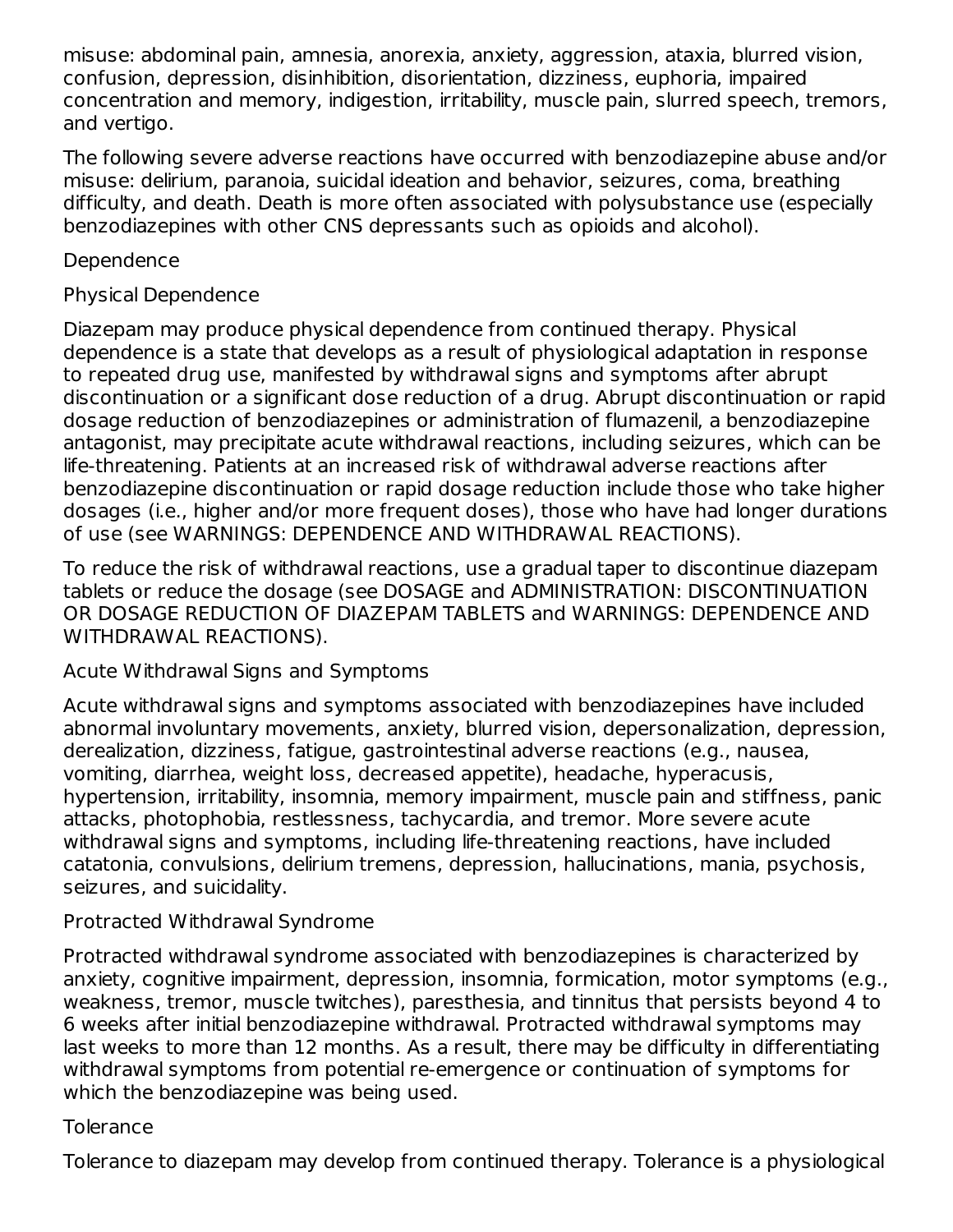misuse: abdominal pain, amnesia, anorexia, anxiety, aggression, ataxia, blurred vision, confusion, depression, disinhibition, disorientation, dizziness, euphoria, impaired concentration and memory, indigestion, irritability, muscle pain, slurred speech, tremors, and vertigo.

The following severe adverse reactions have occurred with benzodiazepine abuse and/or misuse: delirium, paranoia, suicidal ideation and behavior, seizures, coma, breathing difficulty, and death. Death is more often associated with polysubstance use (especially benzodiazepines with other CNS depressants such as opioids and alcohol).

### Dependence

#### Physical Dependence

Diazepam may produce physical dependence from continued therapy. Physical dependence is a state that develops as a result of physiological adaptation in response to repeated drug use, manifested by withdrawal signs and symptoms after abrupt discontinuation or a significant dose reduction of a drug. Abrupt discontinuation or rapid dosage reduction of benzodiazepines or administration of flumazenil, a benzodiazepine antagonist, may precipitate acute withdrawal reactions, including seizures, which can be life-threatening. Patients at an increased risk of withdrawal adverse reactions after benzodiazepine discontinuation or rapid dosage reduction include those who take higher dosages (i.e., higher and/or more frequent doses), those who have had longer durations of use (see WARNINGS: DEPENDENCE AND WITHDRAWAL REACTIONS).

To reduce the risk of withdrawal reactions, use a gradual taper to discontinue diazepam tablets or reduce the dosage (see DOSAGE and ADMINISTRATION: DISCONTINUATION OR DOSAGE REDUCTION OF DIAZEPAM TABLETS and WARNINGS: DEPENDENCE AND WITHDRAWAL REACTIONS).

#### Acute Withdrawal Signs and Symptoms

Acute withdrawal signs and symptoms associated with benzodiazepines have included abnormal involuntary movements, anxiety, blurred vision, depersonalization, depression, derealization, dizziness, fatigue, gastrointestinal adverse reactions (e.g., nausea, vomiting, diarrhea, weight loss, decreased appetite), headache, hyperacusis, hypertension, irritability, insomnia, memory impairment, muscle pain and stiffness, panic attacks, photophobia, restlessness, tachycardia, and tremor. More severe acute withdrawal signs and symptoms, including life-threatening reactions, have included catatonia, convulsions, delirium tremens, depression, hallucinations, mania, psychosis, seizures, and suicidality.

#### Protracted Withdrawal Syndrome

Protracted withdrawal syndrome associated with benzodiazepines is characterized by anxiety, cognitive impairment, depression, insomnia, formication, motor symptoms (e.g., weakness, tremor, muscle twitches), paresthesia, and tinnitus that persists beyond 4 to 6 weeks after initial benzodiazepine withdrawal. Protracted withdrawal symptoms may last weeks to more than 12 months. As a result, there may be difficulty in differentiating withdrawal symptoms from potential re-emergence or continuation of symptoms for which the benzodiazepine was being used.

#### Tolerance

Tolerance to diazepam may develop from continued therapy. Tolerance is a physiological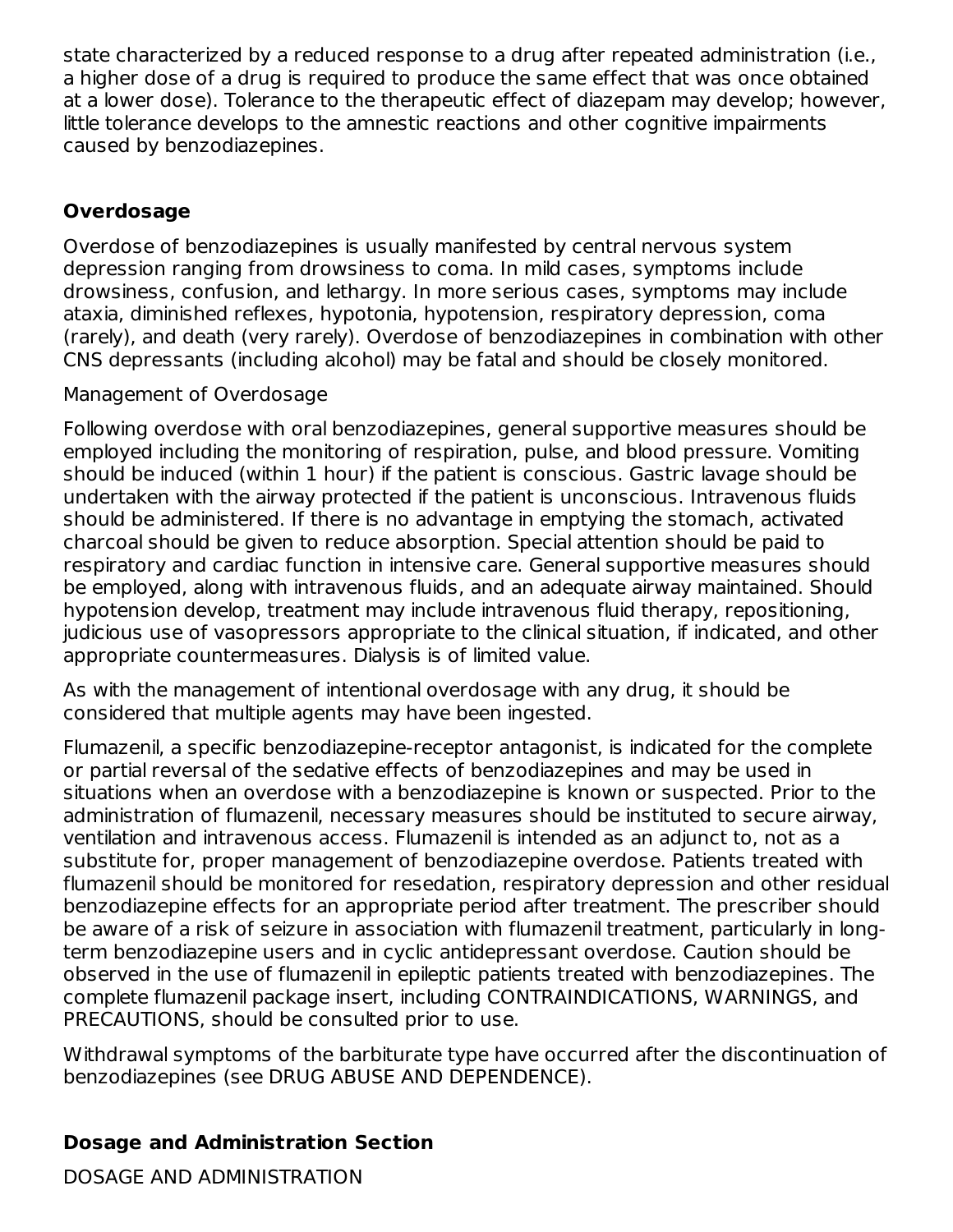state characterized by a reduced response to a drug after repeated administration (i.e., a higher dose of a drug is required to produce the same effect that was once obtained at a lower dose). Tolerance to the therapeutic effect of diazepam may develop; however, little tolerance develops to the amnestic reactions and other cognitive impairments caused by benzodiazepines.

## Overdosage

Overdose of benzodiazepines is usually manifested by central nervous system depression ranging from drowsiness to coma. In mild cases, symptoms include drowsiness, confusion, and lethargy. In more serious cases, symptoms may include ataxia, diminished reflexes, hypotonia, hypotension, respiratory depression, coma (rarely), and death (very rarely). Overdose of benzodiazepines in combination with other CNS depressants (including alcohol) may be fatal and should be closely monitored.

Management of Overdosage

Following overdose with oral benzodiazepines, general supportive measures should be employed including the monitoring of respiration, pulse, and blood pressure. Vomiting should be induced (within 1 hour) if the patient is conscious. Gastric lavage should be undertaken with the airway protected if the patient is unconscious. Intravenous fluids should be administered. If there is no advantage in emptying the stomach, activated charcoal should be given to reduce absorption. Special attention should be paid to respiratory and cardiac function in intensive care. General supportive measures should be employed, along with intravenous fluids, and an adequate airway maintained. Should hypotension develop, treatment may include intravenous fluid therapy, repositioning, judicious use of vasopressors appropriate to the clinical situation, if indicated, and other appropriate countermeasures. Dialysis is of limited value.

As with the management of intentional overdosage with any drug, it should be considered that multiple agents may have been ingested.

Flumazenil, a specific benzodiazepine-receptor antagonist, is indicated for the complete or partial reversal of the sedative effects of benzodiazepines and may be used in situations when an overdose with a benzodiazepine is known or suspected. Prior to the administration of flumazenil, necessary measures should be instituted to secure airway, ventilation and intravenous access. Flumazenil is intended as an adjunct to, not as a substitute for, proper management of benzodiazepine overdose. Patients treated with flumazenil should be monitored for resedation, respiratory depression and other residual benzodiazepine effects for an appropriate period after treatment. The prescriber should be aware of a risk of seizure in association with flumazenil treatment, particularly in long-term benzodiazepine users and in cyclic antidepressant overdose. Caution should be observed in the use of flumazenil in epileptic patients treated with benzodiazepines. The complete flumazenil package insert, including CONTRAINDICATIONS, WARNINGS, and PRECAUTIONS, should be consulted prior to use.

Withdrawal symptoms of the barbiturate type have occurred after the discontinuation of benzodiazepines (see DRUG ABUSE AND DEPENDENCE).

## Dosage and Administration Section

DOSAGE AND ADMINISTRATION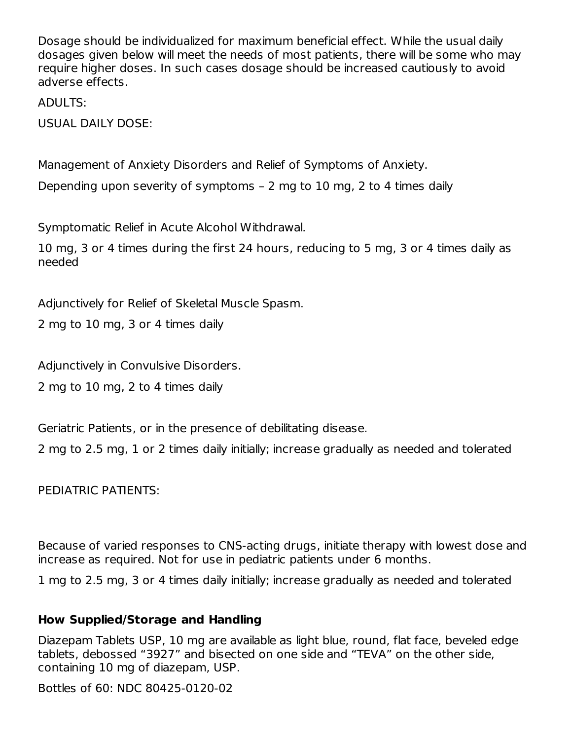Dosage should be individualized for maximum beneficial effect. While the usual daily dosages given below will meet the needs of most patients, there will be some who may require higher doses. In such cases dosage should be increased cautiously to avoid adverse effects.

ADULTS:

USUAL DAILY DOSE:

Management of Anxiety Disorders and Relief of Symptoms of Anxiety.

Depending upon severity of symptoms – 2 mg to 10 mg, 2 to 4 times daily

Symptomatic Relief in Acute Alcohol Withdrawal.

10 mg, 3 or 4 times during the first 24 hours, reducing to 5 mg, 3 or 4 times daily as needed

Adjunctively for Relief of Skeletal Muscle Spasm.

2 mg to 10 mg, 3 or 4 times daily

Adjunctively in Convulsive Disorders.

2 mg to 10 mg, 2 to 4 times daily

Geriatric Patients, or in the presence of debilitating disease.

2 mg to 2.5 mg, 1 or 2 times daily initially; increase gradually as needed and tolerated

PEDIATRIC PATIENTS:

Because of varied responses to CNS-acting drugs, initiate therapy with lowest dose and increase as required. Not for use in pediatric patients under 6 months.

1 mg to 2.5 mg, 3 or 4 times daily initially; increase gradually as needed and tolerated

**How Supplied/Storage and Handling**

Diazepam Tablets USP, 10 mg are available as light blue, round, flat face, beveled edge tablets, debossed “3927” and bisected on one side and “TEVA” on the other side, containing 10 mg of diazepam, USP.

Bottles of 60: NDC 80425-0120-02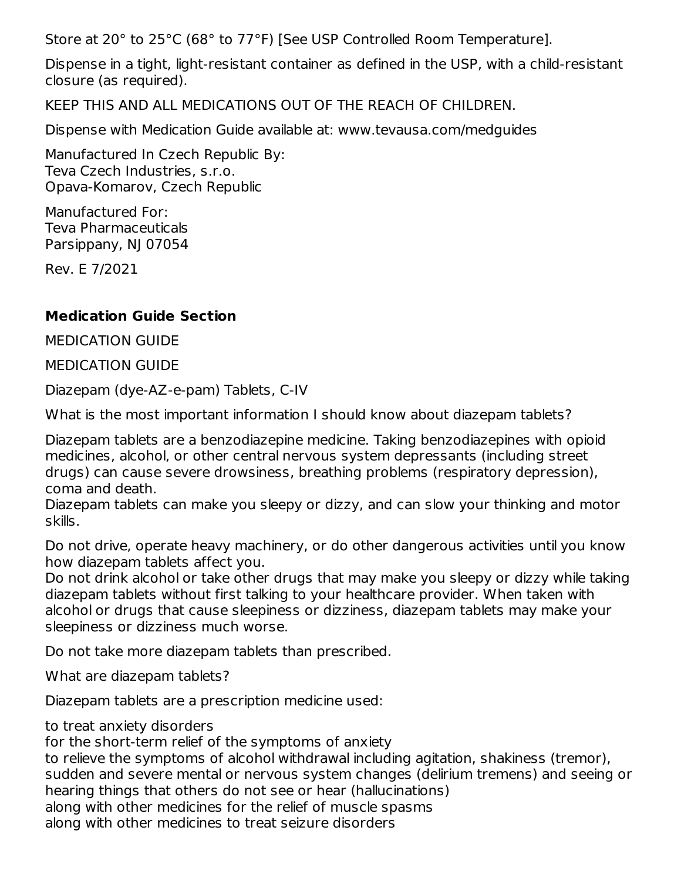Store at 20° to 25°C (68° to 77°F) [See USP Controlled Room Temperature].

Dispense in a tight, light-resistant container as defined in the USP, with a child-resistant closure (as required).

KEEP THIS AND ALL MEDICATIONS OUT OF THE REACH OF CHILDREN.

Dispense with Medication Guide available at: www.tevausa.com/medguides

Manufactured In Czech Republic By:
Teva Czech Industries, s.r.o.
Opava-Komarov, Czech Republic

Manufactured For:
Teva Pharmaceuticals
Parsippany, NJ 07054

Rev. E 7/2021

## Medication Guide Section

MEDICATION GUIDE

MEDICATION GUIDE

Diazepam (dye-AZ-e-pam) Tablets, C-IV

What is the most important information I should know about diazepam tablets?

Diazepam tablets are a benzodiazepine medicine. Taking benzodiazepines with opioid medicines, alcohol, or other central nervous system depressants (including street drugs) can cause severe drowsiness, breathing problems (respiratory depression), coma and death.
Diazepam tablets can make you sleepy or dizzy, and can slow your thinking and motor skills.

Do not drive, operate heavy machinery, or do other dangerous activities until you know how diazepam tablets affect you.
Do not drink alcohol or take other drugs that may make you sleepy or dizzy while taking diazepam tablets without first talking to your healthcare provider. When taken with alcohol or drugs that cause sleepiness or dizziness, diazepam tablets may make your sleepiness or dizziness much worse.

Do not take more diazepam tablets than prescribed.

What are diazepam tablets?

Diazepam tablets are a prescription medicine used:

to treat anxiety disorders
for the short-term relief of the symptoms of anxiety
to relieve the symptoms of alcohol withdrawal including agitation, shakiness (tremor), sudden and severe mental or nervous system changes (delirium tremens) and seeing or hearing things that others do not see or hear (hallucinations)
along with other medicines for the relief of muscle spasms
along with other medicines to treat seizure disorders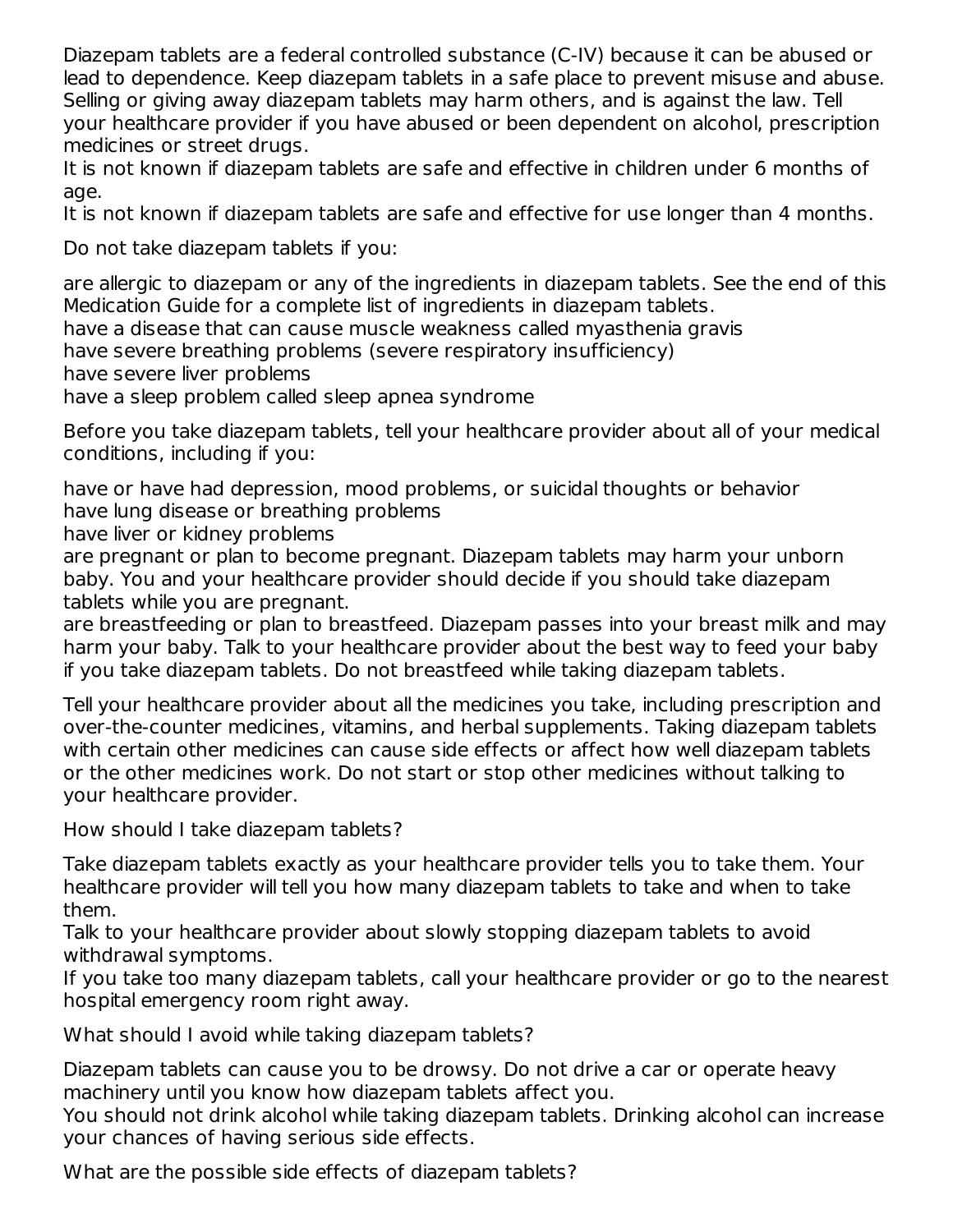Diazepam tablets are a federal controlled substance (C-IV) because it can be abused or lead to dependence. Keep diazepam tablets in a safe place to prevent misuse and abuse. Selling or giving away diazepam tablets may harm others, and is against the law. Tell your healthcare provider if you have abused or been dependent on alcohol, prescription medicines or street drugs.

It is not known if diazepam tablets are safe and effective in children under 6 months of age.

It is not known if diazepam tablets are safe and effective for use longer than 4 months.

Do not take diazepam tablets if you:

- are allergic to diazepam or any of the ingredients in diazepam tablets. See the end of this Medication Guide for a complete list of ingredients in diazepam tablets.
- have a disease that can cause muscle weakness called myasthenia gravis
- have severe breathing problems (severe respiratory insufficiency)
- have severe liver problems
- have a sleep problem called sleep apnea syndrome

Before you take diazepam tablets, tell your healthcare provider about all of your medical conditions, including if you:

- have or have had depression, mood problems, or suicidal thoughts or behavior
- have lung disease or breathing problems
- have liver or kidney problems
- are pregnant or plan to become pregnant. Diazepam tablets may harm your unborn baby. You and your healthcare provider should decide if you should take diazepam tablets while you are pregnant.
- are breastfeeding or plan to breastfeed. Diazepam passes into your breast milk and may harm your baby. Talk to your healthcare provider about the best way to feed your baby if you take diazepam tablets. Do not breastfeed while taking diazepam tablets.

Tell your healthcare provider about all the medicines you take, including prescription and over-the-counter medicines, vitamins, and herbal supplements. Taking diazepam tablets with certain other medicines can cause side effects or affect how well diazepam tablets or the other medicines work. Do not start or stop other medicines without talking to your healthcare provider.

How should I take diazepam tablets?

- Take diazepam tablets exactly as your healthcare provider tells you to take them. Your healthcare provider will tell you how many diazepam tablets to take and when to take them.
- Talk to your healthcare provider about slowly stopping diazepam tablets to avoid withdrawal symptoms.
- If you take too many diazepam tablets, call your healthcare provider or go to the nearest hospital emergency room right away.

What should I avoid while taking diazepam tablets?

- Diazepam tablets can cause you to be drowsy. Do not drive a car or operate heavy machinery until you know how diazepam tablets affect you.
- You should not drink alcohol while taking diazepam tablets. Drinking alcohol can increase your chances of having serious side effects.

What are the possible side effects of diazepam tablets?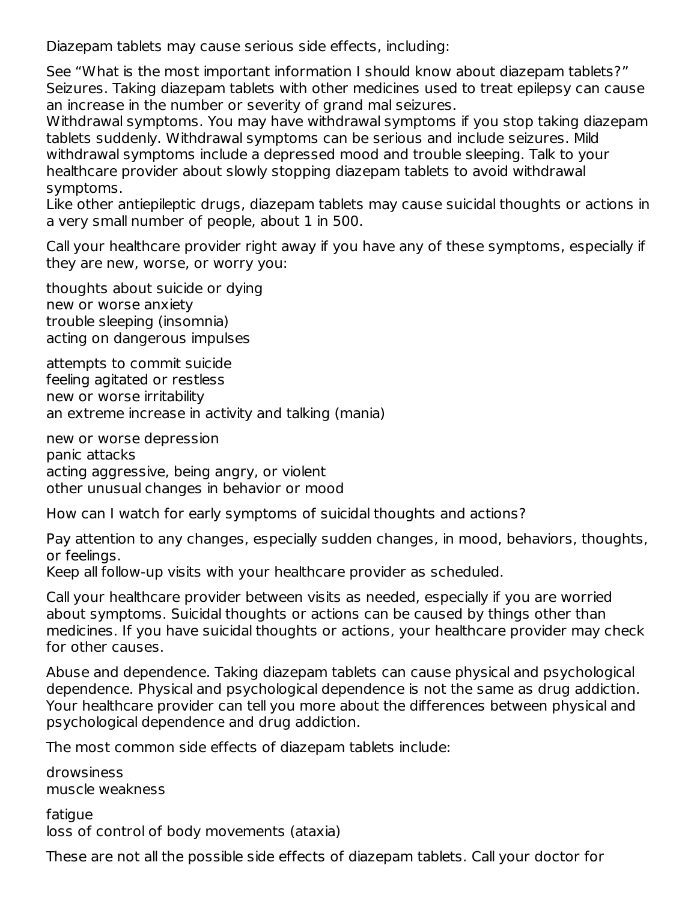Diazepam tablets may cause serious side effects, including:

- See "What is the most important information I should know about diazepam tablets?"
- Seizures. Taking diazepam tablets with other medicines used to treat epilepsy can cause an increase in the number or severity of grand mal seizures.
- Withdrawal symptoms. You may have withdrawal symptoms if you stop taking diazepam tablets suddenly. Withdrawal symptoms can be serious and include seizures. Mild withdrawal symptoms include a depressed mood and trouble sleeping. Talk to your healthcare provider about slowly stopping diazepam tablets to avoid withdrawal symptoms.
- Like other antiepileptic drugs, diazepam tablets may cause suicidal thoughts or actions in a very small number of people, about 1 in 500.

Call your healthcare provider right away if you have any of these symptoms, especially if they are new, worse, or worry you:

- thoughts about suicide or dying
- new or worse anxiety
- trouble sleeping (insomnia)
- acting on dangerous impulses
- attempts to commit suicide
- feeling agitated or restless
- new or worse irritability
- an extreme increase in activity and talking (mania)
- new or worse depression
- panic attacks
- acting aggressive, being angry, or violent
- other unusual changes in behavior or mood

How can I watch for early symptoms of suicidal thoughts and actions?

- Pay attention to any changes, especially sudden changes, in mood, behaviors, thoughts, or feelings.
- Keep all follow-up visits with your healthcare provider as scheduled.

Call your healthcare provider between visits as needed, especially if you are worried about symptoms. Suicidal thoughts or actions can be caused by things other than medicines. If you have suicidal thoughts or actions, your healthcare provider may check for other causes.

- Abuse and dependence. Taking diazepam tablets can cause physical and psychological dependence. Physical and psychological dependence is not the same as drug addiction. Your healthcare provider can tell you more about the differences between physical and psychological dependence and drug addiction.

The most common side effects of diazepam tablets include:

- drowsiness
- muscle weakness
- fatigue
- loss of control of body movements (ataxia)

These are not all the possible side effects of diazepam tablets. Call your doctor for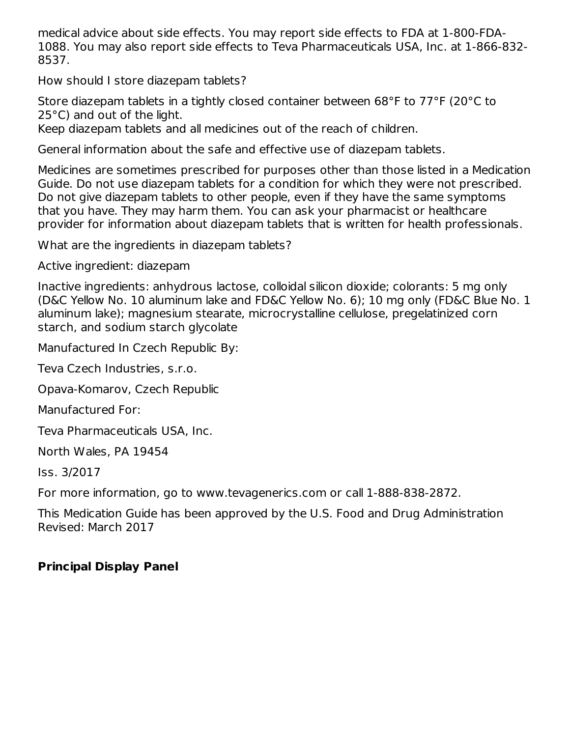medical advice about side effects. You may report side effects to FDA at 1-800-FDA-1088. You may also report side effects to Teva Pharmaceuticals USA, Inc. at 1-866-832-8537.

How should I store diazepam tablets?

Store diazepam tablets in a tightly closed container between 68°F to 77°F (20°C to 25°C) and out of the light.
Keep diazepam tablets and all medicines out of the reach of children.

General information about the safe and effective use of diazepam tablets.

Medicines are sometimes prescribed for purposes other than those listed in a Medication Guide. Do not use diazepam tablets for a condition for which they were not prescribed. Do not give diazepam tablets to other people, even if they have the same symptoms that you have. They may harm them. You can ask your pharmacist or healthcare provider for information about diazepam tablets that is written for health professionals.

What are the ingredients in diazepam tablets?

Active ingredient: diazepam

Inactive ingredients: anhydrous lactose, colloidal silicon dioxide; colorants: 5 mg only (D&C Yellow No. 10 aluminum lake and FD&C Yellow No. 6); 10 mg only (FD&C Blue No. 1 aluminum lake); magnesium stearate, microcrystalline cellulose, pregelatinized corn starch, and sodium starch glycolate

Manufactured In Czech Republic By:

Teva Czech Industries, s.r.o.

Opava-Komarov, Czech Republic

Manufactured For:

Teva Pharmaceuticals USA, Inc.

North Wales, PA 19454

Iss. 3/2017

For more information, go to www.tevagenerics.com or call 1-888-838-2872.

This Medication Guide has been approved by the U.S. Food and Drug Administration
Revised: March 2017

## Principal Display Panel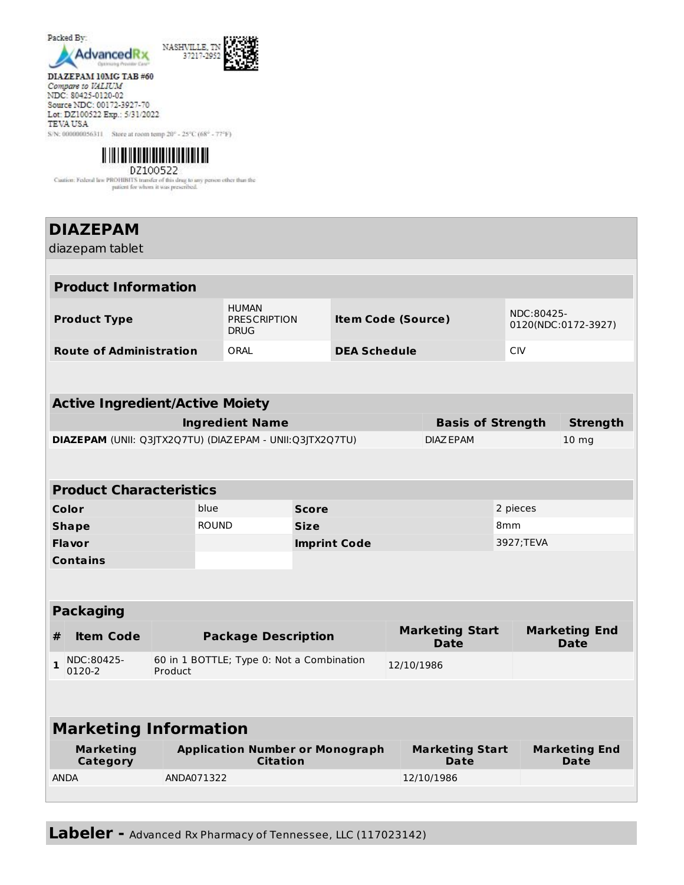Packed By:

AdvancedRx

NASHVILLE, TN 37217-2952

DIAZEPAM 10MG TAB #60
*Compare to VALIUM*
NDC: 80425-0120-02
Source NDC: 00172-3927-70
Lot: DZ100522 Exp.: 5/31/2022
TEVA USA
S/N: 000000056311 Store at room temp 20° - 25°C (68° - 77°F)

DZ100522

Caution: Federal law PROHIBITS transfer of this drug to any person other than the patient for whom it was prescribed.

# DIAZEPAM

diazepam tablet

## Product Information

| | | | |
|---|---|---|---|
| **Product Type** | HUMAN PRESCRIPTION DRUG | **Item Code (Source)** | NDC:80425-0120(NDC:0172-3927) |
| **Route of Administration** | ORAL | **DEA Schedule** | CIV |

## Active Ingredient/Active Moiety

| Ingredient Name | Basis of Strength | Strength |
|---|---|---|
| **DIAZEPAM** (UNII: Q3JTX2Q7TU) (DIAZEPAM - UNII:Q3JTX2Q7TU) | DIAZEPAM | 10 mg |

## Product Characteristics

| | | | |
|---|---|---|---|
| **Color** | blue | **Score** | 2 pieces |
| **Shape** | ROUND | **Size** | 8mm |
| **Flavor** | | **Imprint Code** | 3927;TEVA |
| **Contains** | | | |

## Packaging

| # | Item Code | Package Description | Marketing Start Date | Marketing End Date |
|---|---|---|---|---|
| 1 | NDC:80425-0120-2 | 60 in 1 BOTTLE; Type 0: Not a Combination Product | 12/10/1986 | |

## Marketing Information

| Marketing Category | Application Number or Monograph Citation | Marketing Start Date | Marketing End Date |
|---|---|---|---|
| ANDA | ANDA071322 | 12/10/1986 | |

**Labeler -** Advanced Rx Pharmacy of Tennessee, LLC (117023142)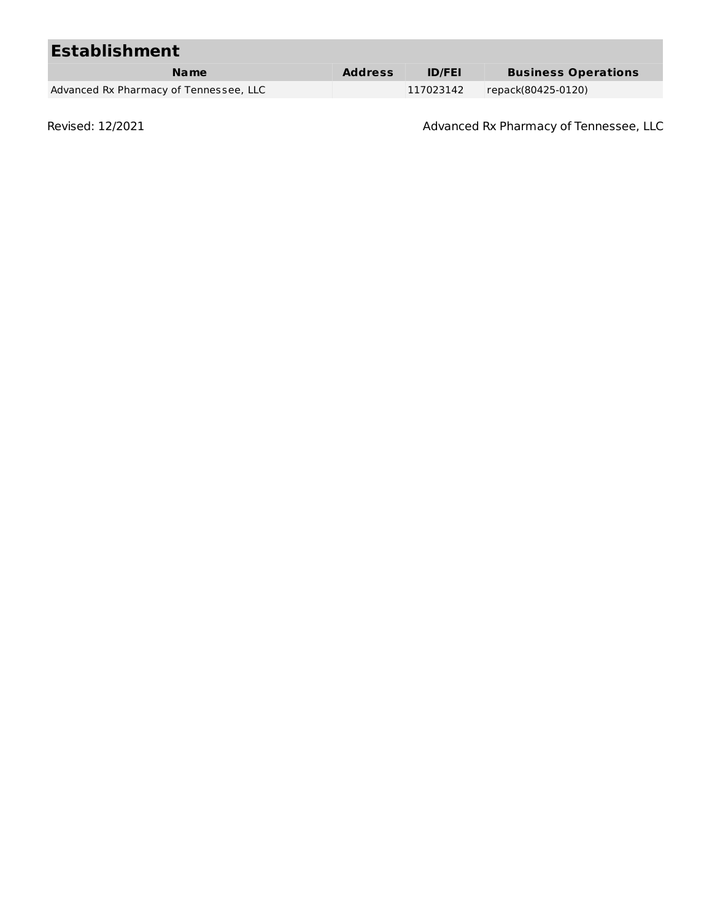## Establishment

| Name | Address | ID/FEI | Business Operations |
|---|---|---|---|
| Advanced Rx Pharmacy of Tennessee, LLC | | 117023142 | repack(80425-0120) |

Revised: 12/2021

Advanced Rx Pharmacy of Tennessee, LLC